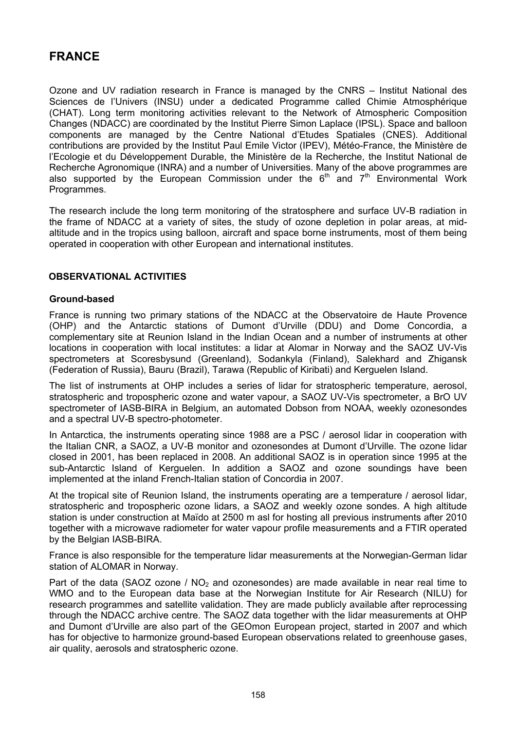# FRANCE

Ozone and UV radiation research in France is managed by the CNRS – Institut National des Sciences de l'Univers (INSU) under a dedicated Programme called Chimie Atmosphérique (CHAT). Long term monitoring activities relevant to the Network of Atmospheric Composition Changes (NDACC) are coordinated by the Institut Pierre Simon Laplace (IPSL). Space and balloon components are managed by the Centre National d'Etudes Spatiales (CNES). Additional contributions are provided by the Institut Paul Emile Victor (IPEV), Météo-France, the Ministère de l'Ecologie et du Développement Durable, the Ministère de la Recherche, the Institut National de Recherche Agronomique (INRA) and a number of Universities. Many of the above programmes are also supported by the European Commission under the 6th and 7th Environmental Work Programmes.

The research include the long term monitoring of the stratosphere and surface UV-B radiation in the frame of NDACC at a variety of sites, the study of ozone depletion in polar areas, at mid-altitude and in the tropics using balloon, aircraft and space borne instruments, most of them being operated in cooperation with other European and international institutes.

## OBSERVATIONAL ACTIVITIES

### Ground-based

France is running two primary stations of the NDACC at the Observatoire de Haute Provence (OHP) and the Antarctic stations of Dumont d'Urville (DDU) and Dome Concordia, a complementary site at Reunion Island in the Indian Ocean and a number of instruments at other locations in cooperation with local institutes: a lidar at Alomar in Norway and the SAOZ UV-Vis spectrometers at Scoresbysund (Greenland), Sodankyla (Finland), Salekhard and Zhigansk (Federation of Russia), Bauru (Brazil), Tarawa (Republic of Kiribati) and Kerguelen Island.

The list of instruments at OHP includes a series of lidar for stratospheric temperature, aerosol, stratospheric and tropospheric ozone and water vapour, a SAOZ UV-Vis spectrometer, a BrO UV spectrometer of IASB-BIRA in Belgium, an automated Dobson from NOAA, weekly ozonesondes and a spectral UV-B spectro-photometer.

In Antarctica, the instruments operating since 1988 are a PSC / aerosol lidar in cooperation with the Italian CNR, a SAOZ, a UV-B monitor and ozonesondes at Dumont d'Urville. The ozone lidar closed in 2001, has been replaced in 2008. An additional SAOZ is in operation since 1995 at the sub-Antarctic Island of Kerguelen. In addition a SAOZ and ozone soundings have been implemented at the inland French-Italian station of Concordia in 2007.

At the tropical site of Reunion Island, the instruments operating are a temperature / aerosol lidar, stratospheric and tropospheric ozone lidars, a SAOZ and weekly ozone sondes. A high altitude station is under construction at Maïdo at 2500 m asl for hosting all previous instruments after 2010 together with a microwave radiometer for water vapour profile measurements and a FTIR operated by the Belgian IASB-BIRA.

France is also responsible for the temperature lidar measurements at the Norwegian-German lidar station of ALOMAR in Norway.

Part of the data (SAOZ ozone / $NO_2$ and ozonesondes) are made available in near real time to WMO and to the European data base at the Norwegian Institute for Air Research (NILU) for research programmes and satellite validation. They are made publicly available after reprocessing through the NDACC archive centre. The SAOZ data together with the lidar measurements at OHP and Dumont d'Urville are also part of the GEOmon European project, started in 2007 and which has for objective to harmonize ground-based European observations related to greenhouse gases, air quality, aerosols and stratospheric ozone.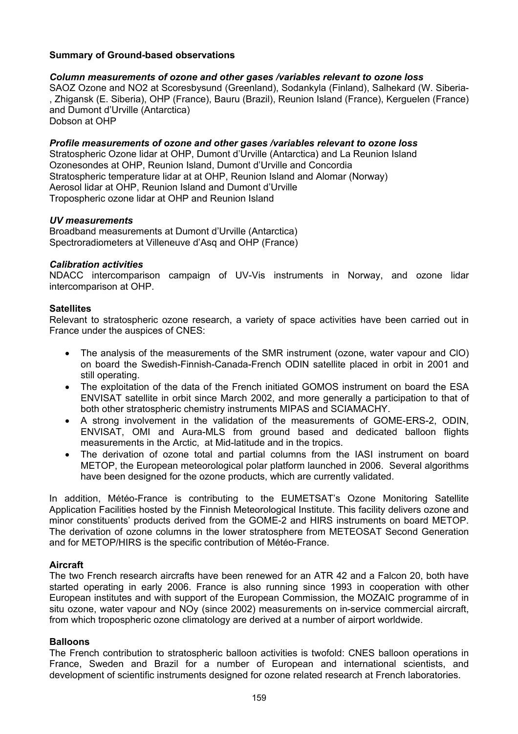**Summary of Ground-based observations**

***Column measurements of ozone and other gases /variables relevant to ozone loss***

SAOZ Ozone and NO2 at Scoresbysund (Greenland), Sodankyla (Finland), Salhekard (W. Siberia-, Zhigansk (E. Siberia), OHP (France), Bauru (Brazil), Reunion Island (France), Kerguelen (France) and Dumont d'Urville (Antarctica)
Dobson at OHP

***Profile measurements of ozone and other gases /variables relevant to ozone loss***

Stratospheric Ozone lidar at OHP, Dumont d'Urville (Antarctica) and La Reunion Island
Ozonesondes at OHP, Reunion Island, Dumont d'Urville and Concordia
Stratospheric temperature lidar at at OHP, Reunion Island and Alomar (Norway)
Aerosol lidar at OHP, Reunion Island and Dumont d'Urville
Tropospheric ozone lidar at OHP and Reunion Island

***UV measurements***

Broadband measurements at Dumont d'Urville (Antarctica)
Spectroradiometers at Villeneuve d'Asq and OHP (France)

***Calibration activities***

NDACC intercomparison campaign of UV-Vis instruments in Norway, and ozone lidar intercomparison at OHP.

**Satellites**

Relevant to stratospheric ozone research, a variety of space activities have been carried out in France under the auspices of CNES:

- The analysis of the measurements of the SMR instrument (ozone, water vapour and ClO) on board the Swedish-Finnish-Canada-French ODIN satellite placed in orbit in 2001 and still operating.
- The exploitation of the data of the French initiated GOMOS instrument on board the ESA ENVISAT satellite in orbit since March 2002, and more generally a participation to that of both other stratospheric chemistry instruments MIPAS and SCIAMACHY.
- A strong involvement in the validation of the measurements of GOME-ERS-2, ODIN, ENVISAT, OMI and Aura-MLS from ground based and dedicated balloon flights measurements in the Arctic, at Mid-latitude and in the tropics.
- The derivation of ozone total and partial columns from the IASI instrument on board METOP, the European meteorological polar platform launched in 2006. Several algorithms have been designed for the ozone products, which are currently validated.

In addition, Météo-France is contributing to the EUMETSAT's Ozone Monitoring Satellite Application Facilities hosted by the Finnish Meteorological Institute. This facility delivers ozone and minor constituents' products derived from the GOME-2 and HIRS instruments on board METOP. The derivation of ozone columns in the lower stratosphere from METEOSAT Second Generation and for METOP/HIRS is the specific contribution of Météo-France.

**Aircraft**

The two French research aircrafts have been renewed for an ATR 42 and a Falcon 20, both have started operating in early 2006. France is also running since 1993 in cooperation with other European institutes and with support of the European Commission, the MOZAIC programme of in situ ozone, water vapour and NOy (since 2002) measurements on in-service commercial aircraft, from which tropospheric ozone climatology are derived at a number of airport worldwide.

**Balloons**

The French contribution to stratospheric balloon activities is twofold: CNES balloon operations in France, Sweden and Brazil for a number of European and international scientists, and development of scientific instruments designed for ozone related research at French laboratories.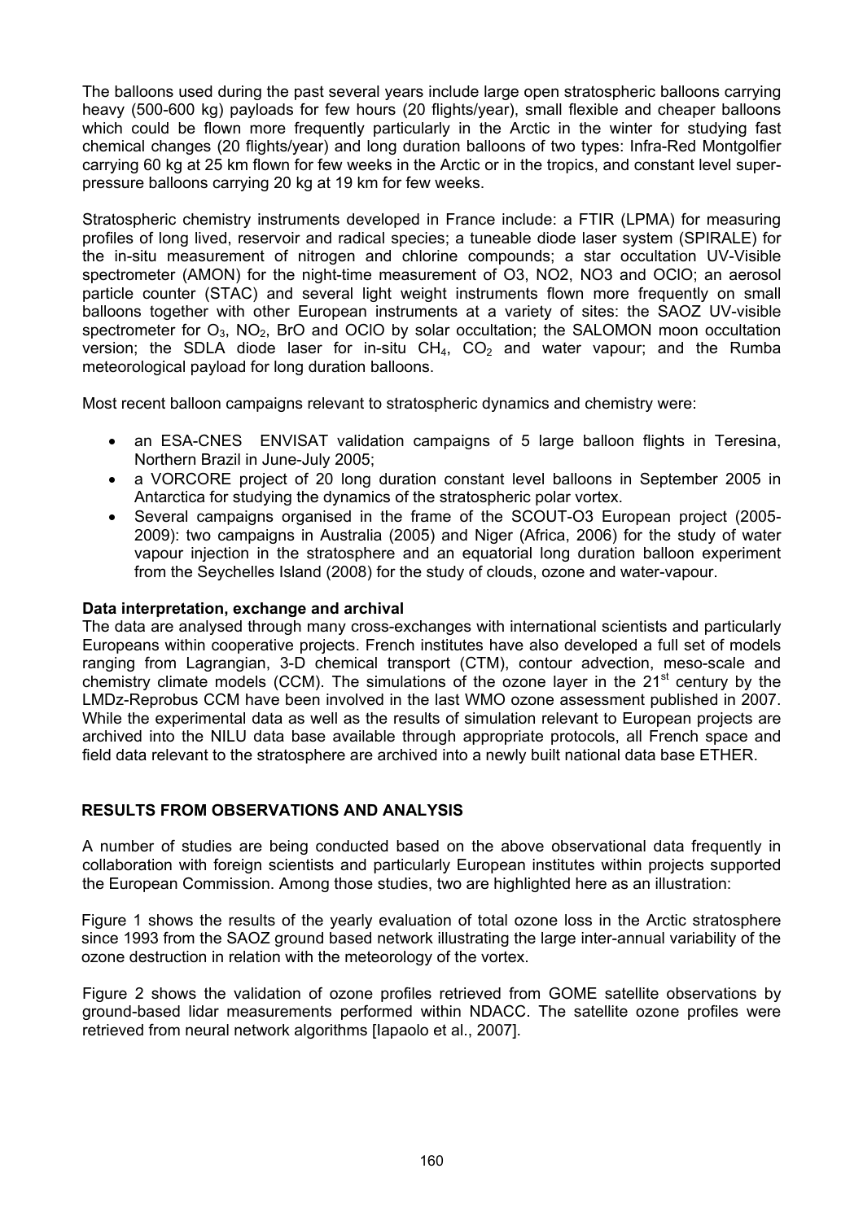The balloons used during the past several years include large open stratospheric balloons carrying heavy (500-600 kg) payloads for few hours (20 flights/year), small flexible and cheaper balloons which could be flown more frequently particularly in the Arctic in the winter for studying fast chemical changes (20 flights/year) and long duration balloons of two types: Infra-Red Montgolfier carrying 60 kg at 25 km flown for few weeks in the Arctic or in the tropics, and constant level super-pressure balloons carrying 20 kg at 19 km for few weeks.

Stratospheric chemistry instruments developed in France include: a FTIR (LPMA) for measuring profiles of long lived, reservoir and radical species; a tuneable diode laser system (SPIRALE) for the in-situ measurement of nitrogen and chlorine compounds; a star occultation UV-Visible spectrometer (AMON) for the night-time measurement of O3, NO2, NO3 and OClO; an aerosol particle counter (STAC) and several light weight instruments flown more frequently on small balloons together with other European instruments at a variety of sites: the SAOZ UV-visible spectrometer for $O_3$, $NO_2$, BrO and OClO by solar occultation; the SALOMON moon occultation version; the SDLA diode laser for in-situ $CH_4$, $CO_2$ and water vapour; and the Rumba meteorological payload for long duration balloons.

Most recent balloon campaigns relevant to stratospheric dynamics and chemistry were:

- an ESA-CNES ENVISAT validation campaigns of 5 large balloon flights in Teresina, Northern Brazil in June-July 2005;
- a VORCORE project of 20 long duration constant level balloons in September 2005 in Antarctica for studying the dynamics of the stratospheric polar vortex.
- Several campaigns organised in the frame of the SCOUT-O3 European project (2005-2009): two campaigns in Australia (2005) and Niger (Africa, 2006) for the study of water vapour injection in the stratosphere and an equatorial long duration balloon experiment from the Seychelles Island (2008) for the study of clouds, ozone and water-vapour.

**Data interpretation, exchange and archival**

The data are analysed through many cross-exchanges with international scientists and particularly Europeans within cooperative projects. French institutes have also developed a full set of models ranging from Lagrangian, 3-D chemical transport (CTM), contour advection, meso-scale and chemistry climate models (CCM). The simulations of the ozone layer in the 21$^{st}$ century by the LMDz-Reprobus CCM have been involved in the last WMO ozone assessment published in 2007. While the experimental data as well as the results of simulation relevant to European projects are archived into the NILU data base available through appropriate protocols, all French space and field data relevant to the stratosphere are archived into a newly built national data base ETHER.

## RESULTS FROM OBSERVATIONS AND ANALYSIS

A number of studies are being conducted based on the above observational data frequently in collaboration with foreign scientists and particularly European institutes within projects supported the European Commission. Among those studies, two are highlighted here as an illustration:

Figure 1 shows the results of the yearly evaluation of total ozone loss in the Arctic stratosphere since 1993 from the SAOZ ground based network illustrating the large inter-annual variability of the ozone destruction in relation with the meteorology of the vortex.

Figure 2 shows the validation of ozone profiles retrieved from GOME satellite observations by ground-based lidar measurements performed within NDACC. The satellite ozone profiles were retrieved from neural network algorithms [Iapaolo et al., 2007].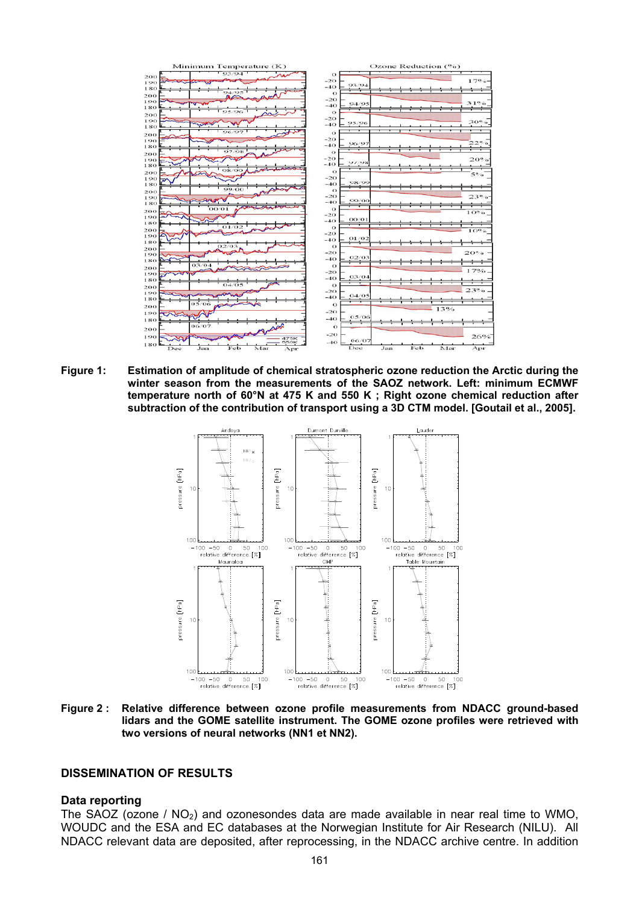**Figure 1:** **Estimation of amplitude of chemical stratospheric ozone reduction the Arctic during the winter season from the measurements of the SAOZ network. Left: minimum ECMWF temperature north of 60°N at 475 K and 550 K ; Right ozone chemical reduction after subtraction of the contribution of transport using a 3D CTM model. [Goutail et al., 2005].**

**Figure 2 :** **Relative difference between ozone profile measurements from NDACC ground-based lidars and the GOME satellite instrument. The GOME ozone profiles were retrieved with two versions of neural networks (NN1 et NN2).**

## DISSEMINATION OF RESULTS

### Data reporting

The SAOZ (ozone / $NO_2$) and ozonesondes data are made available in near real time to WMO, WOUDC and the ESA and EC databases at the Norwegian Institute for Air Research (NILU). All NDACC relevant data are deposited, after reprocessing, in the NDACC archive centre. In addition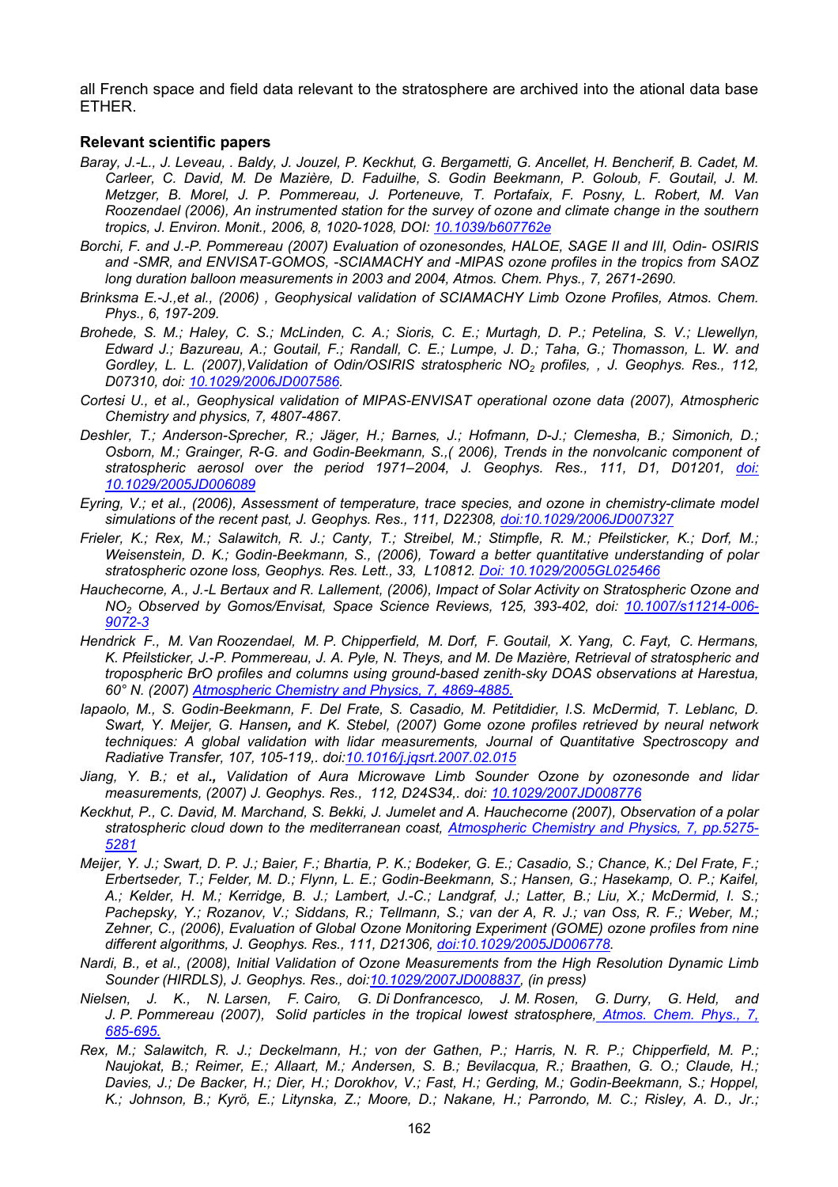all French space and field data relevant to the stratosphere are archived into the ational data base ETHER.

**Relevant scientific papers**

*Baray, J.-L., J. Leveau, . Baldy, J. Jouzel, P. Keckhut, G. Bergametti, G. Ancellet, H. Bencherif, B. Cadet, M. Carleer, C. David, M. De Mazière, D. Faduilhe, S. Godin Beekmann, P. Goloub, F. Goutail, J. M. Metzger, B. Morel, J. P. Pommereau, J. Porteneuve, T. Portafaix, F. Posny, L. Robert, M. Van Roozendael (2006), An instrumented station for the survey of ozone and climate change in the southern tropics, J. Environ. Monit., 2006, 8, 1020-1028, DOI: 10.1039/b607762e*

*Borchi, F. and J.-P. Pommereau (2007) Evaluation of ozonesondes, HALOE, SAGE II and III, Odin- OSIRIS and -SMR, and ENVISAT-GOMOS, -SCIAMACHY and -MIPAS ozone profiles in the tropics from SAOZ long duration balloon measurements in 2003 and 2004, Atmos. Chem. Phys., 7, 2671-2690.*

*Brinksma E.-J.,et al., (2006) , Geophysical validation of SCIAMACHY Limb Ozone Profiles, Atmos. Chem. Phys., 6, 197-209.*

*Brohede, S. M.; Haley, C. S.; McLinden, C. A.; Sioris, C. E.; Murtagh, D. P.; Petelina, S. V.; Llewellyn, Edward J.; Bazureau, A.; Goutail, F.; Randall, C. E.; Lumpe, J. D.; Taha, G.; Thomasson, L. W. and Gordley, L. L. (2007),Validation of Odin/OSIRIS stratospheric $NO_2$ profiles, , J. Geophys. Res., 112, D07310, doi: 10.1029/2006JD007586.*

*Cortesi U., et al., Geophysical validation of MIPAS-ENVISAT operational ozone data (2007), Atmospheric Chemistry and physics, 7, 4807-4867.*

*Deshler, T.; Anderson-Sprecher, R.; Jäger, H.; Barnes, J.; Hofmann, D-J.; Clemesha, B.; Simonich, D.; Osborn, M.; Grainger, R-G. and Godin-Beekmann, S.,( 2006), Trends in the nonvolcanic component of stratospheric aerosol over the period 1971–2004, J. Geophys. Res., 111, D1, D01201, doi: 10.1029/2005JD006089*

*Eyring, V.; et al., (2006), Assessment of temperature, trace species, and ozone in chemistry-climate model simulations of the recent past, J. Geophys. Res., 111, D22308, doi:10.1029/2006JD007327*

*Frieler, K.; Rex, M.; Salawitch, R. J.; Canty, T.; Streibel, M.; Stimpfle, R. M.; Pfeilsticker, K.; Dorf, M.; Weisenstein, D. K.; Godin-Beekmann, S., (2006), Toward a better quantitative understanding of polar stratospheric ozone loss, Geophys. Res. Lett., 33, L10812. Doi: 10.1029/2005GL025466*

*Hauchecorne, A., J.-L Bertaux and R. Lallement, (2006), Impact of Solar Activity on Stratospheric Ozone and $NO_2$ Observed by Gomos/Envisat, Space Science Reviews, 125, 393-402, doi: 10.1007/s11214-006-9072-3*

*Hendrick F., M. Van Roozendael, M. P. Chipperfield, M. Dorf, F. Goutail, X. Yang, C. Fayt, C. Hermans, K. Pfeilsticker, J.-P. Pommereau, J. A. Pyle, N. Theys, and M. De Mazière, Retrieval of stratospheric and tropospheric BrO profiles and columns using ground-based zenith-sky DOAS observations at Harestua, 60° N. (2007) Atmospheric Chemistry and Physics, 7, 4869-4885.*

*Iapaolo, M., S. Godin-Beekmann, F. Del Frate, S. Casadio, M. Petitdidier, I.S. McDermid, T. Leblanc, D. Swart, Y. Meijer, G. Hansen, and K. Stebel, (2007) Gome ozone profiles retrieved by neural network techniques: A global validation with lidar measurements, Journal of Quantitative Spectroscopy and Radiative Transfer, 107, 105-119,. doi:10.1016/j.jqsrt.2007.02.015*

*Jiang, Y. B.; et al., Validation of Aura Microwave Limb Sounder Ozone by ozonesonde and lidar measurements, (2007) J. Geophys. Res., 112, D24S34,. doi: 10.1029/2007JD008776*

*Keckhut, P., C. David, M. Marchand, S. Bekki, J. Jumelet and A. Hauchecorne (2007), Observation of a polar stratospheric cloud down to the mediterranean coast, Atmospheric Chemistry and Physics, 7, pp.5275-5281*

*Meijer, Y. J.; Swart, D. P. J.; Baier, F.; Bhartia, P. K.; Bodeker, G. E.; Casadio, S.; Chance, K.; Del Frate, F.; Erbertseder, T.; Felder, M. D.; Flynn, L. E.; Godin-Beekmann, S.; Hansen, G.; Hasekamp, O. P.; Kaifel, A.; Kelder, H. M.; Kerridge, B. J.; Lambert, J.-C.; Landgraf, J.; Latter, B.; Liu, X.; McDermid, I. S.; Pachepsky, Y.; Rozanov, V.; Siddans, R.; Tellmann, S.; van der A, R. J.; van Oss, R. F.; Weber, M.; Zehner, C., (2006), Evaluation of Global Ozone Monitoring Experiment (GOME) ozone profiles from nine different algorithms, J. Geophys. Res., 111, D21306, doi:10.1029/2005JD006778.*

*Nardi, B., et al., (2008), Initial Validation of Ozone Measurements from the High Resolution Dynamic Limb Sounder (HIRDLS), J. Geophys. Res., doi:10.1029/2007JD008837, (in press)*

*Nielsen, J. K., N. Larsen, F. Cairo, G. Di Donfrancesco, J. M. Rosen, G. Durry, G. Held, and J. P. Pommereau (2007), Solid particles in the tropical lowest stratosphere, Atmos. Chem. Phys., 7, 685-695.*

*Rex, M.; Salawitch, R. J.; Deckelmann, H.; von der Gathen, P.; Harris, N. R. P.; Chipperfield, M. P.; Naujokat, B.; Reimer, E.; Allaart, M.; Andersen, S. B.; Bevilacqua, R.; Braathen, G. O.; Claude, H.; Davies, J.; De Backer, H.; Dier, H.; Dorokhov, V.; Fast, H.; Gerding, M.; Godin-Beekmann, S.; Hoppel, K.; Johnson, B.; Kyrö, E.; Litynska, Z.; Moore, D.; Nakane, H.; Parrondo, M. C.; Risley, A. D., Jr.;*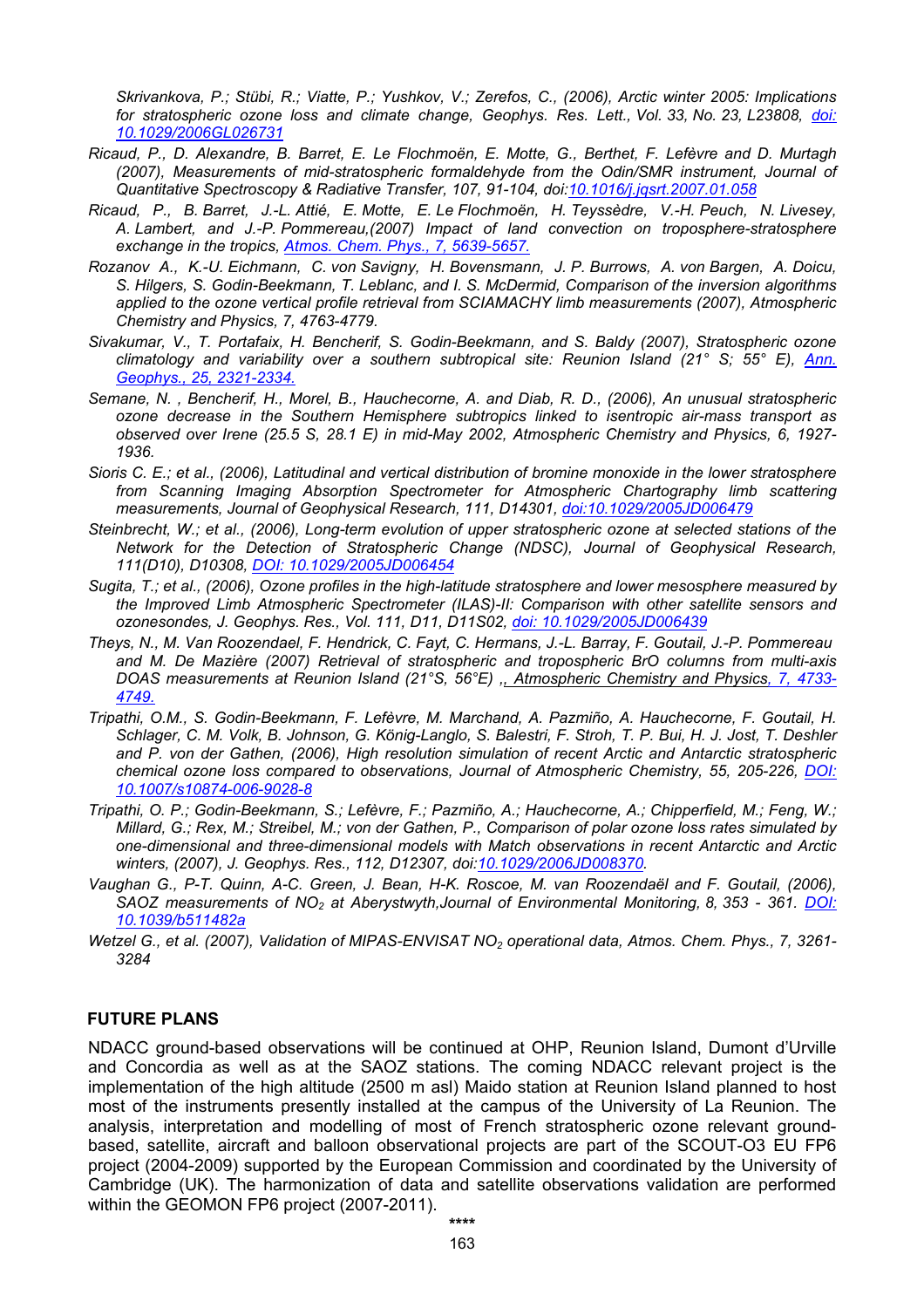*Skrivankova, P.; Stübi, R.; Viatte, P.; Yushkov, V.; Zerefos, C., (2006), Arctic winter 2005: Implications for stratospheric ozone loss and climate change, Geophys. Res. Lett., Vol. 33, No. 23, L23808, doi: 10.1029/2006GL026731*

*Ricaud, P., D. Alexandre, B. Barret, E. Le Flochmoën, E. Motte, G., Berthet, F. Lefèvre and D. Murtagh (2007), Measurements of mid-stratospheric formaldehyde from the Odin/SMR instrument, Journal of Quantitative Spectroscopy & Radiative Transfer, 107, 91-104, doi:10.1016/j.jqsrt.2007.01.058*

*Ricaud, P., B. Barret, J.-L. Attié, E. Motte, E. Le Flochmoën, H. Teyssèdre, V.-H. Peuch, N. Livesey, A. Lambert, and J.-P. Pommereau,(2007) Impact of land convection on troposphere-stratosphere exchange in the tropics, Atmos. Chem. Phys., 7, 5639-5657.*

*Rozanov A., K.-U. Eichmann, C. von Savigny, H. Bovensmann, J. P. Burrows, A. von Bargen, A. Doicu, S. Hilgers, S. Godin-Beekmann, T. Leblanc, and I. S. McDermid, Comparison of the inversion algorithms applied to the ozone vertical profile retrieval from SCIAMACHY limb measurements (2007), Atmospheric Chemistry and Physics, 7, 4763-4779.*

*Sivakumar, V., T. Portafaix, H. Bencherif, S. Godin-Beekmann, and S. Baldy (2007), Stratospheric ozone climatology and variability over a southern subtropical site: Reunion Island (21° S; 55° E), Ann. Geophys., 25, 2321-2334.*

*Semane, N. , Bencherif, H., Morel, B., Hauchecorne, A. and Diab, R. D., (2006), An unusual stratospheric ozone decrease in the Southern Hemisphere subtropics linked to isentropic air-mass transport as observed over Irene (25.5 S, 28.1 E) in mid-May 2002, Atmospheric Chemistry and Physics, 6, 1927-1936.*

*Sioris C. E.; et al., (2006), Latitudinal and vertical distribution of bromine monoxide in the lower stratosphere from Scanning Imaging Absorption Spectrometer for Atmospheric Chartography limb scattering measurements, Journal of Geophysical Research, 111, D14301, doi:10.1029/2005JD006479*

*Steinbrecht, W.; et al., (2006), Long-term evolution of upper stratospheric ozone at selected stations of the Network for the Detection of Stratospheric Change (NDSC), Journal of Geophysical Research, 111(D10), D10308, DOI: 10.1029/2005JD006454*

*Sugita, T.; et al., (2006), Ozone profiles in the high-latitude stratosphere and lower mesosphere measured by the Improved Limb Atmospheric Spectrometer (ILAS)-II: Comparison with other satellite sensors and ozonesondes, J. Geophys. Res., Vol. 111, D11, D11S02, doi: 10.1029/2005JD006439*

*Theys, N., M. Van Roozendael, F. Hendrick, C. Fayt, C. Hermans, J.-L. Barray, F. Goutail, J.-P. Pommereau and M. De Mazière (2007) Retrieval of stratospheric and tropospheric BrO columns from multi-axis DOAS measurements at Reunion Island (21°S, 56°E) ,, Atmospheric Chemistry and Physics, 7, 4733-4749.*

*Tripathi, O.M., S. Godin-Beekmann, F. Lefèvre, M. Marchand, A. Pazmiño, A. Hauchecorne, F. Goutail, H. Schlager, C. M. Volk, B. Johnson, G. König-Langlo, S. Balestri, F. Stroh, T. P. Bui, H. J. Jost, T. Deshler and P. von der Gathen, (2006), High resolution simulation of recent Arctic and Antarctic stratospheric chemical ozone loss compared to observations, Journal of Atmospheric Chemistry, 55, 205-226, DOI: 10.1007/s10874-006-9028-8*

*Tripathi, O. P.; Godin-Beekmann, S.; Lefèvre, F.; Pazmiño, A.; Hauchecorne, A.; Chipperfield, M.; Feng, W.; Millard, G.; Rex, M.; Streibel, M.; von der Gathen, P., Comparison of polar ozone loss rates simulated by one-dimensional and three-dimensional models with Match observations in recent Antarctic and Arctic winters, (2007), J. Geophys. Res., 112, D12307, doi:10.1029/2006JD008370.*

*Vaughan G., P-T. Quinn, A-C. Green, J. Bean, H-K. Roscoe, M. van Roozendaël and F. Goutail, (2006), SAOZ measurements of $NO_2$ at Aberystwyth,Journal of Environmental Monitoring, 8, 353 - 361. DOI: 10.1039/b511482a*

*Wetzel G., et al. (2007), Validation of MIPAS-ENVISAT $NO_2$ operational data, Atmos. Chem. Phys., 7, 3261-3284*

## FUTURE PLANS

NDACC ground-based observations will be continued at OHP, Reunion Island, Dumont d'Urville and Concordia as well as at the SAOZ stations. The coming NDACC relevant project is the implementation of the high altitude (2500 m asl) Maido station at Reunion Island planned to host most of the instruments presently installed at the campus of the University of La Reunion. The analysis, interpretation and modelling of most of French stratospheric ozone relevant ground-based, satellite, aircraft and balloon observational projects are part of the SCOUT-O3 EU FP6 project (2004-2009) supported by the European Commission and coordinated by the University of Cambridge (UK). The harmonization of data and satellite observations validation are performed within the GEOMON FP6 project (2007-2011).

****